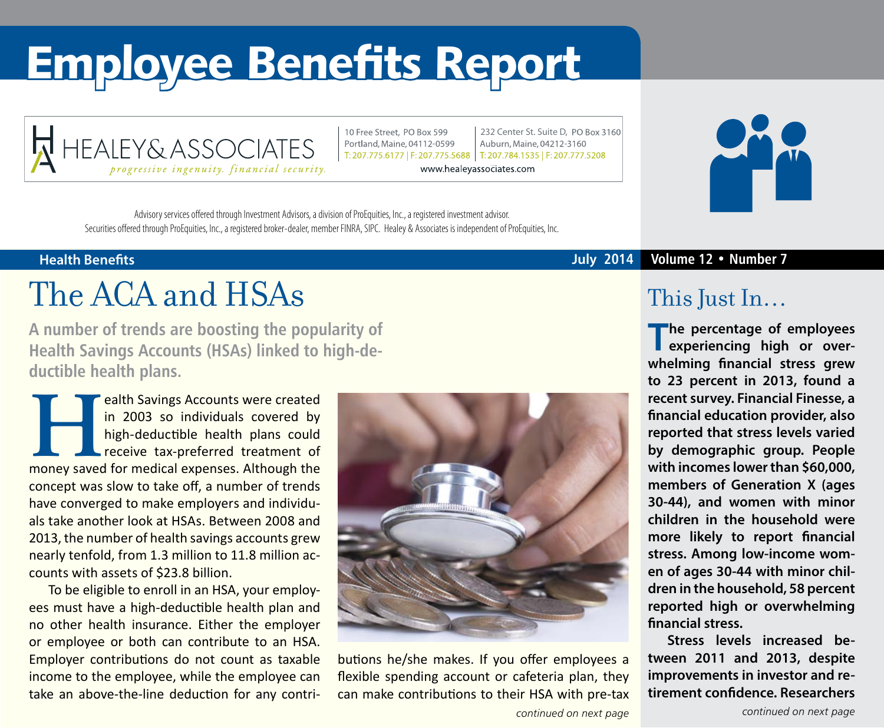# Employee Benefits Report

HEALEY & ASSOCIATES
*progressive ingenuity. financial security.*

10 Free Street, PO Box 599
Portland, Maine, 04112-0599
T: 207.775.6177 | F: 207.775.5688

232 Center St. Suite D, PO Box 3160
Auburn, Maine, 04212-3160
T: 207.784.1535 | F: 207.777.5208

www.healeyassociates.com

Advisory services offered through Investment Advisors, a division of ProEquities, Inc., a registered investment advisor.
Securities offered through ProEquities, Inc., a registered broker-dealer, member FINRA, SIPC. Healey & Associates is independent of ProEquities, Inc.

**Health Benefits** — **July 2014** — **Volume 12 • Number 7**

## The ACA and HSAs

**A number of trends are boosting the popularity of Health Savings Accounts (HSAs) linked to high-deductible health plans.**

Health Savings Accounts were created in 2003 so individuals covered by high-deductible health plans could receive tax-preferred treatment of money saved for medical expenses. Although the concept was slow to take off, a number of trends have converged to make employers and individuals take another look at HSAs. Between 2008 and 2013, the number of health savings accounts grew nearly tenfold, from 1.3 million to 11.8 million accounts with assets of $23.8 billion.

To be eligible to enroll in an HSA, your employees must have a high-deductible health plan and no other health insurance. Either the employer or employee or both can contribute to an HSA. Employer contributions do not count as taxable income to the employee, while the employee can take an above-the-line deduction for any contributions he/she makes. If you offer employees a flexible spending account or cafeteria plan, they can make contributions to their HSA with pre-tax

*continued on next page*

## This Just In…

**The percentage of employees experiencing high or overwhelming financial stress grew to 23 percent in 2013, found a recent survey. Financial Finesse, a financial education provider, also reported that stress levels varied by demographic group. People with incomes lower than $60,000, members of Generation X (ages 30-44), and women with minor children in the household were more likely to report financial stress. Among low-income women of ages 30-44 with minor children in the household, 58 percent reported high or overwhelming financial stress.**

**Stress levels increased between 2011 and 2013, despite improvements in investor and retirement confidence. Researchers**

*continued on next page*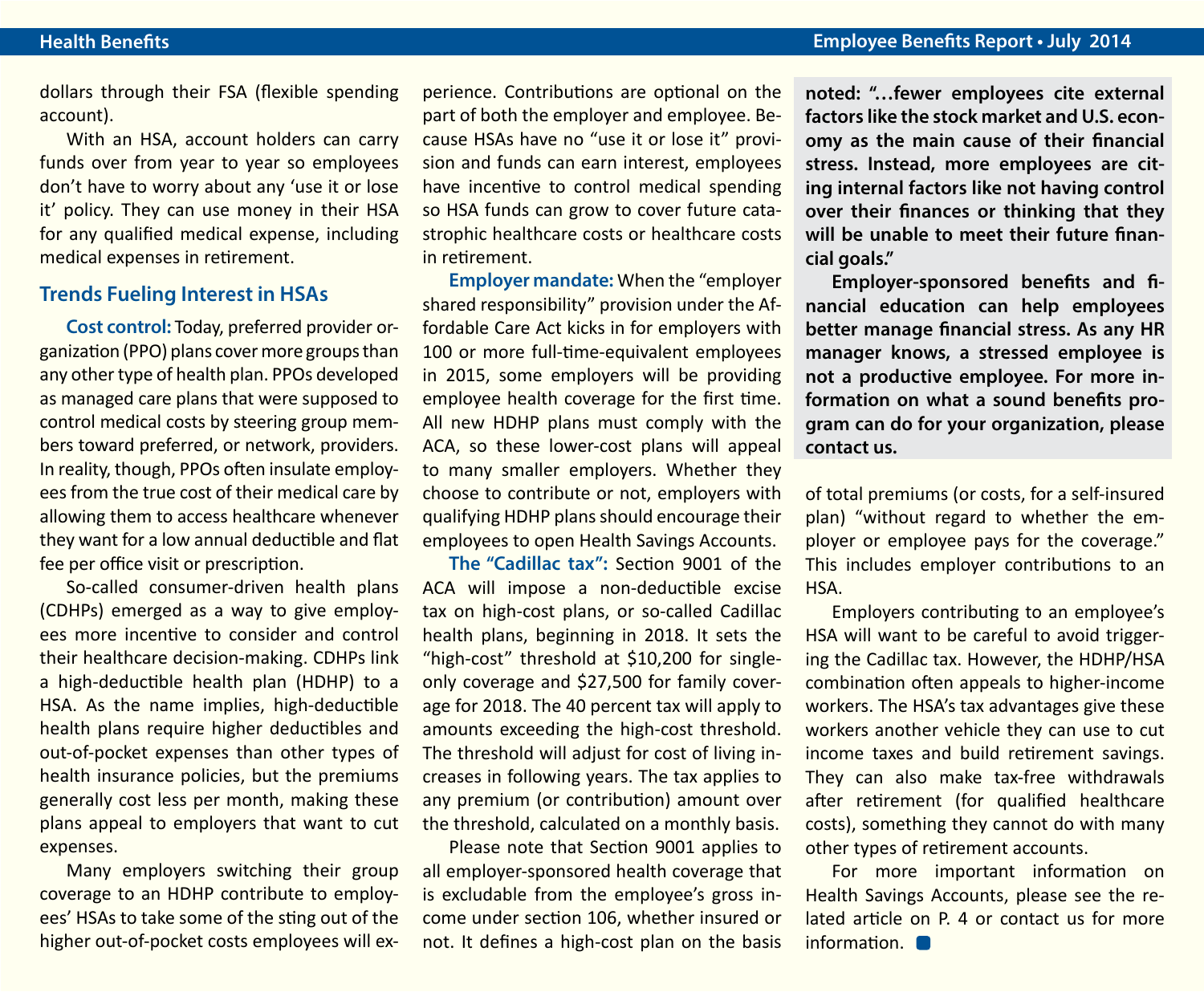dollars through their FSA (flexible spending account).

With an HSA, account holders can carry funds over from year to year so employees don't have to worry about any 'use it or lose it' policy. They can use money in their HSA for any qualified medical expense, including medical expenses in retirement.

## Trends Fueling Interest in HSAs

**Cost control:** Today, preferred provider organization (PPO) plans cover more groups than any other type of health plan. PPOs developed as managed care plans that were supposed to control medical costs by steering group members toward preferred, or network, providers. In reality, though, PPOs often insulate employees from the true cost of their medical care by allowing them to access healthcare whenever they want for a low annual deductible and flat fee per office visit or prescription.

So-called consumer-driven health plans (CDHPs) emerged as a way to give employees more incentive to consider and control their healthcare decision-making. CDHPs link a high-deductible health plan (HDHP) to a HSA. As the name implies, high-deductible health plans require higher deductibles and out-of-pocket expenses than other types of health insurance policies, but the premiums generally cost less per month, making these plans appeal to employers that want to cut expenses.

Many employers switching their group coverage to an HDHP contribute to employees' HSAs to take some of the sting out of the higher out-of-pocket costs employees will experience. Contributions are optional on the part of both the employer and employee. Because HSAs have no "use it or lose it" provision and funds can earn interest, employees have incentive to control medical spending so HSA funds can grow to cover future catastrophic healthcare costs or healthcare costs in retirement.

**Employer mandate:** When the "employer shared responsibility" provision under the Affordable Care Act kicks in for employers with 100 or more full-time-equivalent employees in 2015, some employers will be providing employee health coverage for the first time. All new HDHP plans must comply with the ACA, so these lower-cost plans will appeal to many smaller employers. Whether they choose to contribute or not, employers with qualifying HDHP plans should encourage their employees to open Health Savings Accounts.

**The "Cadillac tax":** Section 9001 of the ACA will impose a non-deductible excise tax on high-cost plans, or so-called Cadillac health plans, beginning in 2018. It sets the "high-cost" threshold at $10,200 for single-only coverage and $27,500 for family coverage for 2018. The 40 percent tax will apply to amounts exceeding the high-cost threshold. The threshold will adjust for cost of living increases in following years. The tax applies to any premium (or contribution) amount over the threshold, calculated on a monthly basis.

Please note that Section 9001 applies to all employer-sponsored health coverage that is excludable from the employee's gross income under section 106, whether insured or not. It defines a high-cost plan on the basis of total premiums (or costs, for a self-insured plan) "without regard to whether the employer or employee pays for the coverage." This includes employer contributions to an HSA.

Employers contributing to an employee's HSA will want to be careful to avoid triggering the Cadillac tax. However, the HDHP/HSA combination often appeals to higher-income workers. The HSA's tax advantages give these workers another vehicle they can use to cut income taxes and build retirement savings. They can also make tax-free withdrawals after retirement (for qualified healthcare costs), something they cannot do with many other types of retirement accounts.

For more important information on Health Savings Accounts, please see the related article on P. 4 or contact us for more information.

**noted: "…fewer employees cite external factors like the stock market and U.S. economy as the main cause of their financial stress. Instead, more employees are citing internal factors like not having control over their finances or thinking that they will be unable to meet their future financial goals."**

**Employer-sponsored benefits and financial education can help employees better manage financial stress. As any HR manager knows, a stressed employee is not a productive employee. For more information on what a sound benefits program can do for your organization, please contact us.**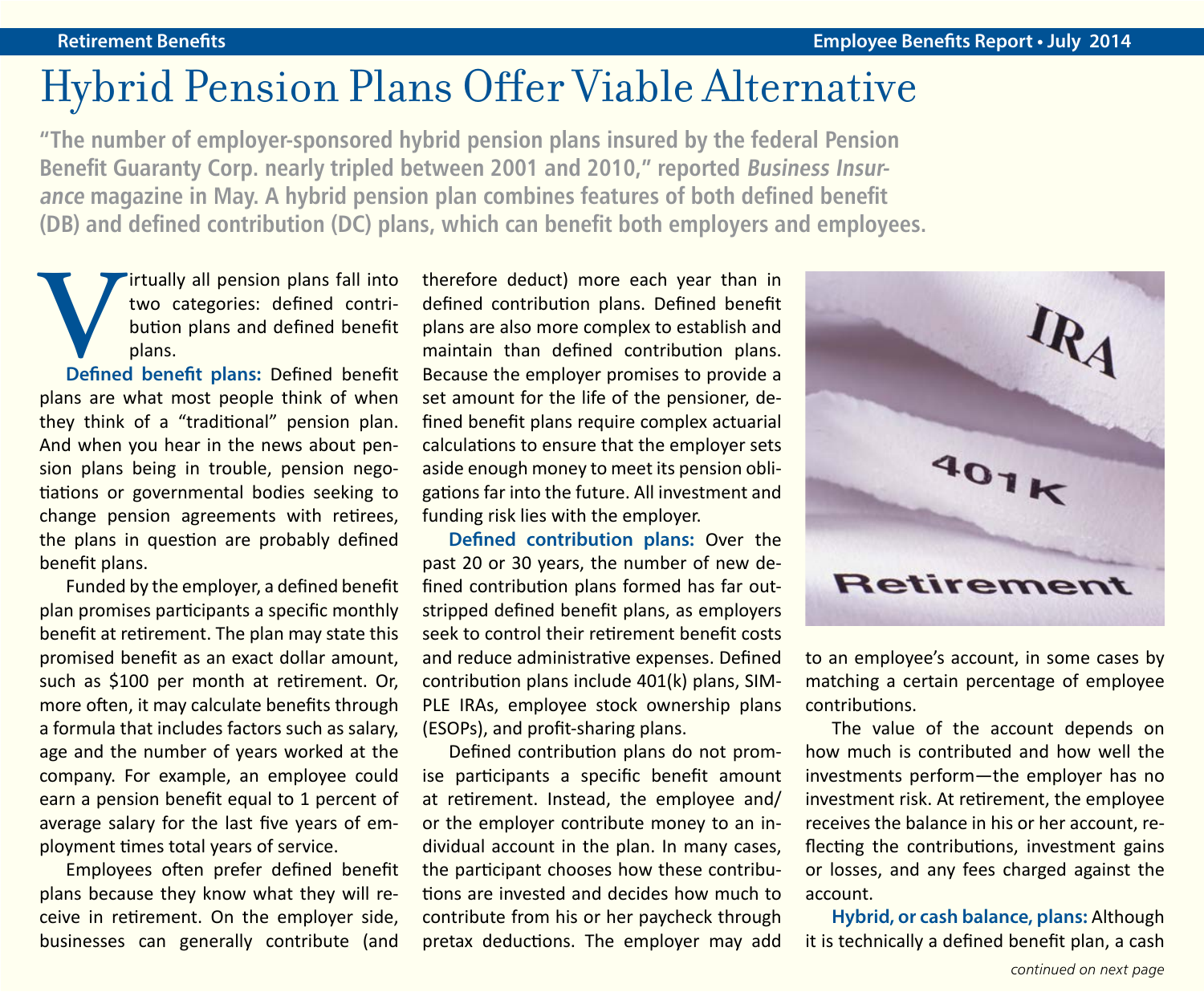# Hybrid Pension Plans Offer Viable Alternative

**"The number of employer-sponsored hybrid pension plans insured by the federal Pension Benefit Guaranty Corp. nearly tripled between 2001 and 2010," reported *Business Insurance* magazine in May. A hybrid pension plan combines features of both defined benefit (DB) and defined contribution (DC) plans, which can benefit both employers and employees.**

Virtually all pension plans fall into two categories: defined contribution plans and defined benefit plans.

**Defined benefit plans:** Defined benefit plans are what most people think of when they think of a "traditional" pension plan. And when you hear in the news about pension plans being in trouble, pension negotiations or governmental bodies seeking to change pension agreements with retirees, the plans in question are probably defined benefit plans.

Funded by the employer, a defined benefit plan promises participants a specific monthly benefit at retirement. The plan may state this promised benefit as an exact dollar amount, such as $100 per month at retirement. Or, more often, it may calculate benefits through a formula that includes factors such as salary, age and the number of years worked at the company. For example, an employee could earn a pension benefit equal to 1 percent of average salary for the last five years of employment times total years of service.

Employees often prefer defined benefit plans because they know what they will receive in retirement. On the employer side, businesses can generally contribute (and therefore deduct) more each year than in defined contribution plans. Defined benefit plans are also more complex to establish and maintain than defined contribution plans. Because the employer promises to provide a set amount for the life of the pensioner, defined benefit plans require complex actuarial calculations to ensure that the employer sets aside enough money to meet its pension obligations far into the future. All investment and funding risk lies with the employer.

**Defined contribution plans:** Over the past 20 or 30 years, the number of new defined contribution plans formed has far outstripped defined benefit plans, as employers seek to control their retirement benefit costs and reduce administrative expenses. Defined contribution plans include 401(k) plans, SIMPLE IRAs, employee stock ownership plans (ESOPs), and profit-sharing plans.

Defined contribution plans do not promise participants a specific benefit amount at retirement. Instead, the employee and/or the employer contribute money to an individual account in the plan. In many cases, the participant chooses how these contributions are invested and decides how much to contribute from his or her paycheck through pretax deductions. The employer may add to an employee's account, in some cases by matching a certain percentage of employee contributions.

The value of the account depends on how much is contributed and how well the investments perform—the employer has no investment risk. At retirement, the employee receives the balance in his or her account, reflecting the contributions, investment gains or losses, and any fees charged against the account.

**Hybrid, or cash balance, plans:** Although it is technically a defined benefit plan, a cash

*continued on next page*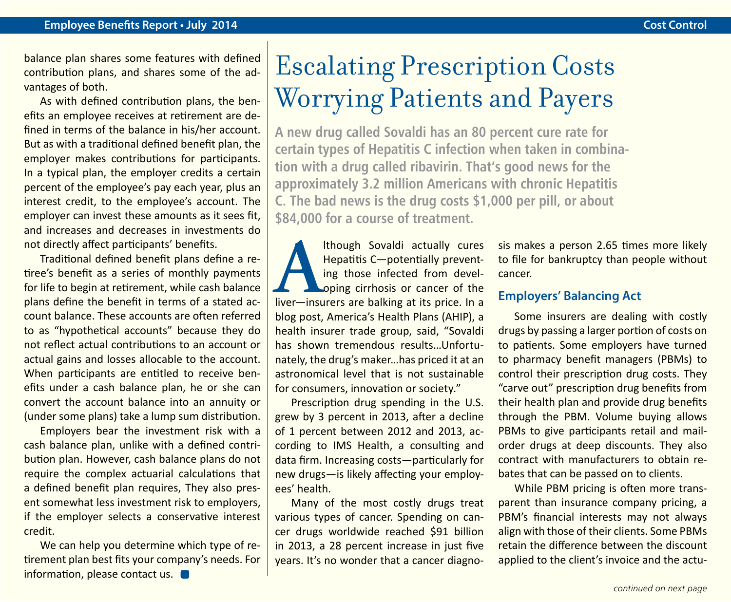balance plan shares some features with defined contribution plans, and shares some of the advantages of both.

As with defined contribution plans, the benefits an employee receives at retirement are defined in terms of the balance in his/her account. But as with a traditional defined benefit plan, the employer makes contributions for participants. In a typical plan, the employer credits a certain percent of the employee's pay each year, plus an interest credit, to the employee's account. The employer can invest these amounts as it sees fit, and increases and decreases in investments do not directly affect participants' benefits.

Traditional defined benefit plans define a retiree's benefit as a series of monthly payments for life to begin at retirement, while cash balance plans define the benefit in terms of a stated account balance. These accounts are often referred to as "hypothetical accounts" because they do not reflect actual contributions to an account or actual gains and losses allocable to the account. When participants are entitled to receive benefits under a cash balance plan, he or she can convert the account balance into an annuity or (under some plans) take a lump sum distribution.

Employers bear the investment risk with a cash balance plan, unlike with a defined contribution plan. However, cash balance plans do not require the complex actuarial calculations that a defined benefit plan requires, They also present somewhat less investment risk to employers, if the employer selects a conservative interest credit.

We can help you determine which type of retirement plan best fits your company's needs. For information, please contact us.

# Escalating Prescription Costs Worrying Patients and Payers

**A new drug called Sovaldi has an 80 percent cure rate for certain types of Hepatitis C infection when taken in combination with a drug called ribavirin. That's good news for the approximately 3.2 million Americans with chronic Hepatitis C. The bad news is the drug costs $1,000 per pill, or about $84,000 for a course of treatment.**

Although Sovaldi actually cures Hepatitis C—potentially preventing those infected from developing cirrhosis or cancer of the liver—insurers are balking at its price. In a blog post, America's Health Plans (AHIP), a health insurer trade group, said, "Sovaldi has shown tremendous results…Unfortunately, the drug's maker…has priced it at an astronomical level that is not sustainable for consumers, innovation or society."

Prescription drug spending in the U.S. grew by 3 percent in 2013, after a decline of 1 percent between 2012 and 2013, according to IMS Health, a consulting and data firm. Increasing costs—particularly for new drugs—is likely affecting your employees' health.

Many of the most costly drugs treat various types of cancer. Spending on cancer drugs worldwide reached $91 billion in 2013, a 28 percent increase in just five years. It's no wonder that a cancer diagnosis makes a person 2.65 times more likely to file for bankruptcy than people without cancer.

## Employers' Balancing Act

Some insurers are dealing with costly drugs by passing a larger portion of costs on to patients. Some employers have turned to pharmacy benefit managers (PBMs) to control their prescription drug costs. They "carve out" prescription drug benefits from their health plan and provide drug benefits through the PBM. Volume buying allows PBMs to give participants retail and mail-order drugs at deep discounts. They also contract with manufacturers to obtain rebates that can be passed on to clients.

While PBM pricing is often more transparent than insurance company pricing, a PBM's financial interests may not always align with those of their clients. Some PBMs retain the difference between the discount applied to the client's invoice and the actu-

*continued on next page*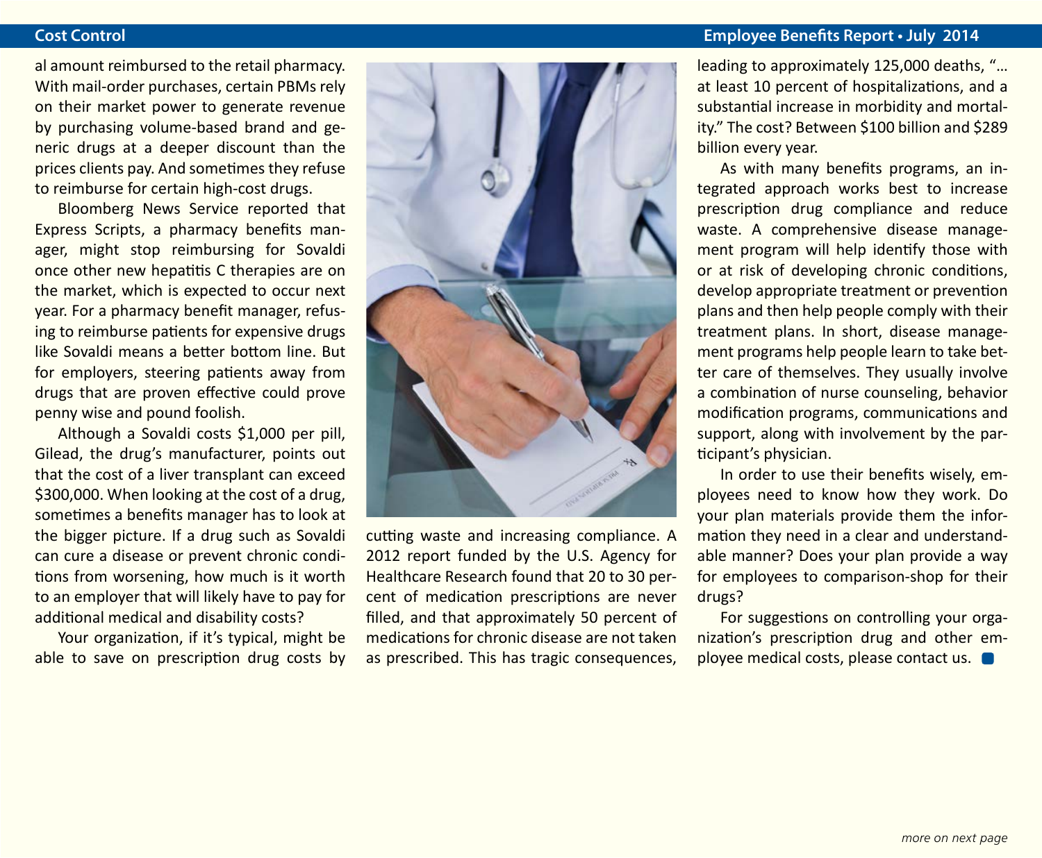al amount reimbursed to the retail pharmacy. With mail-order purchases, certain PBMs rely on their market power to generate revenue by purchasing volume-based brand and generic drugs at a deeper discount than the prices clients pay. And sometimes they refuse to reimburse for certain high-cost drugs.

Bloomberg News Service reported that Express Scripts, a pharmacy benefits manager, might stop reimbursing for Sovaldi once other new hepatitis C therapies are on the market, which is expected to occur next year. For a pharmacy benefit manager, refusing to reimburse patients for expensive drugs like Sovaldi means a better bottom line. But for employers, steering patients away from drugs that are proven effective could prove penny wise and pound foolish.

Although a Sovaldi costs $1,000 per pill, Gilead, the drug's manufacturer, points out that the cost of a liver transplant can exceed $300,000. When looking at the cost of a drug, sometimes a benefits manager has to look at the bigger picture. If a drug such as Sovaldi can cure a disease or prevent chronic conditions from worsening, how much is it worth to an employer that will likely have to pay for additional medical and disability costs?

Your organization, if it's typical, might be able to save on prescription drug costs by cutting waste and increasing compliance. A 2012 report funded by the U.S. Agency for Healthcare Research found that 20 to 30 percent of medication prescriptions are never filled, and that approximately 50 percent of medications for chronic disease are not taken as prescribed. This has tragic consequences, leading to approximately 125,000 deaths, "… at least 10 percent of hospitalizations, and a substantial increase in morbidity and mortality." The cost? Between $100 billion and $289 billion every year.

As with many benefits programs, an integrated approach works best to increase prescription drug compliance and reduce waste. A comprehensive disease management program will help identify those with or at risk of developing chronic conditions, develop appropriate treatment or prevention plans and then help people comply with their treatment plans. In short, disease management programs help people learn to take better care of themselves. They usually involve a combination of nurse counseling, behavior modification programs, communications and support, along with involvement by the participant's physician.

In order to use their benefits wisely, employees need to know how they work. Do your plan materials provide them the information they need in a clear and understandable manner? Does your plan provide a way for employees to comparison-shop for their drugs?

For suggestions on controlling your organization's prescription drug and other employee medical costs, please contact us.

*more on next page*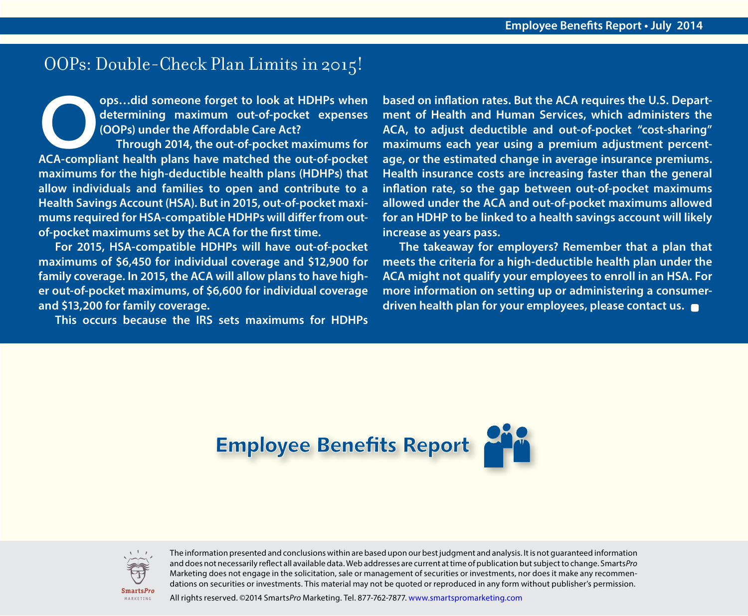## OOPs: Double-Check Plan Limits in 2015!

**Oops…did someone forget to look at HDHPs when determining maximum out-of-pocket expenses (OOPs) under the Affordable Care Act?**

**Through 2014, the out-of-pocket maximums for ACA-compliant health plans have matched the out-of-pocket maximums for the high-deductible health plans (HDHPs) that allow individuals and families to open and contribute to a Health Savings Account (HSA). But in 2015, out-of-pocket maximums required for HSA-compatible HDHPs will differ from out-of-pocket maximums set by the ACA for the first time.**

**For 2015, HSA-compatible HDHPs will have out-of-pocket maximums of $6,450 for individual coverage and $12,900 for family coverage. In 2015, the ACA will allow plans to have higher out-of-pocket maximums, of $6,600 for individual coverage and $13,200 for family coverage.**

**This occurs because the IRS sets maximums for HDHPs based on inflation rates. But the ACA requires the U.S. Department of Health and Human Services, which administers the ACA, to adjust deductible and out-of-pocket "cost-sharing" maximums each year using a premium adjustment percentage, or the estimated change in average insurance premiums. Health insurance costs are increasing faster than the general inflation rate, so the gap between out-of-pocket maximums allowed under the ACA and out-of-pocket maximums allowed for an HDHP to be linked to a health savings account will likely increase as years pass.**

**The takeaway for employers? Remember that a plan that meets the criteria for a high-deductible health plan under the ACA might not qualify your employees to enroll in an HSA. For more information on setting up or administering a consumer-driven health plan for your employees, please contact us.**

**Employee Benefits Report**

The information presented and conclusions within are based upon our best judgment and analysis. It is not guaranteed information and does not necessarily reflect all available data. Web addresses are current at time of publication but subject to change. Smarts*Pro* Marketing does not engage in the solicitation, sale or management of securities or investments, nor does it make any recommendations on securities or investments. This material may not be quoted or reproduced in any form without publisher's permission.

All rights reserved. ©2014 Smarts*Pro* Marketing. Tel. 877-762-7877. www.smartspromarketing.com